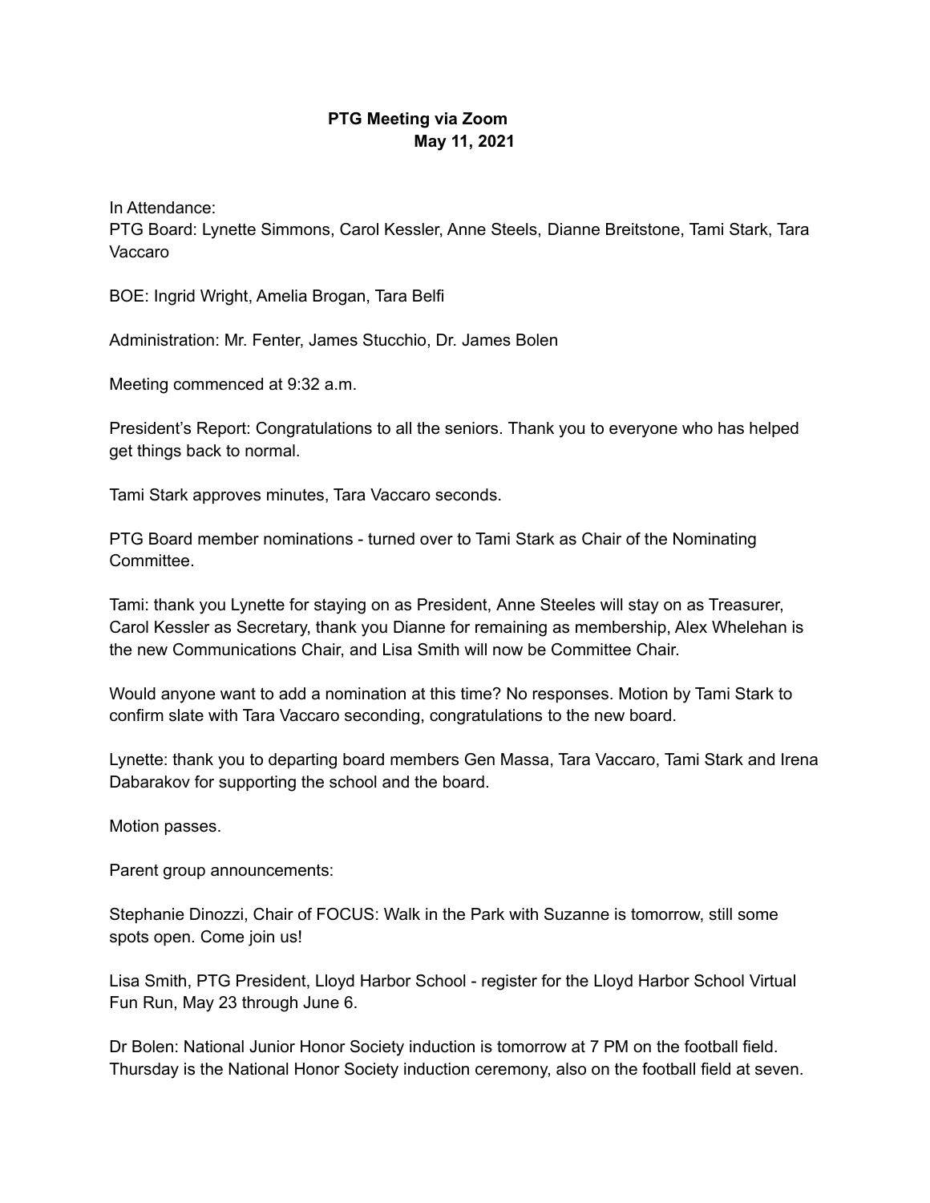**PTG Meeting via Zoom**
**May 11, 2021**

In Attendance:
PTG Board: Lynette Simmons, Carol Kessler, Anne Steels, Dianne Breitstone, Tami Stark, Tara Vaccaro

BOE: Ingrid Wright, Amelia Brogan, Tara Belfi

Administration: Mr. Fenter, James Stucchio, Dr. James Bolen

Meeting commenced at 9:32 a.m.

President's Report: Congratulations to all the seniors. Thank you to everyone who has helped get things back to normal.

Tami Stark approves minutes, Tara Vaccaro seconds.

PTG Board member nominations - turned over to Tami Stark as Chair of the Nominating Committee.

Tami: thank you Lynette for staying on as President, Anne Steeles will stay on as Treasurer, Carol Kessler as Secretary, thank you Dianne for remaining as membership, Alex Whelehan is the new Communications Chair, and Lisa Smith will now be Committee Chair.

Would anyone want to add a nomination at this time? No responses. Motion by Tami Stark to confirm slate with Tara Vaccaro seconding, congratulations to the new board.

Lynette: thank you to departing board members Gen Massa, Tara Vaccaro, Tami Stark and Irena Dabarakov for supporting the school and the board.

Motion passes.

Parent group announcements:

Stephanie Dinozzi, Chair of FOCUS: Walk in the Park with Suzanne is tomorrow, still some spots open. Come join us!

Lisa Smith, PTG President, Lloyd Harbor School - register for the Lloyd Harbor School Virtual Fun Run, May 23 through June 6.

Dr Bolen: National Junior Honor Society induction is tomorrow at 7 PM on the football field. Thursday is the National Honor Society induction ceremony, also on the football field at seven.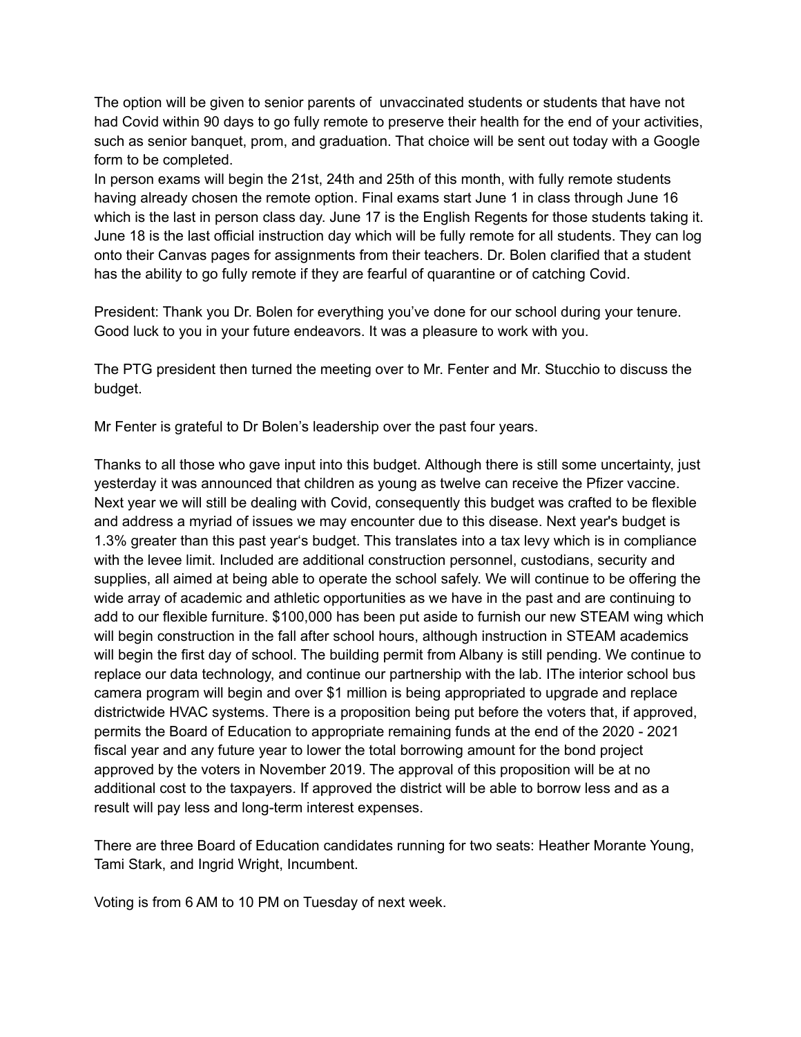The option will be given to senior parents of  unvaccinated students or students that have not had Covid within 90 days to go fully remote to preserve their health for the end of your activities, such as senior banquet, prom, and graduation. That choice will be sent out today with a Google form to be completed.
In person exams will begin the 21st, 24th and 25th of this month, with fully remote students having already chosen the remote option. Final exams start June 1 in class through June 16 which is the last in person class day. June 17 is the English Regents for those students taking it. June 18 is the last official instruction day which will be fully remote for all students. They can log onto their Canvas pages for assignments from their teachers. Dr. Bolen clarified that a student has the ability to go fully remote if they are fearful of quarantine or of catching Covid.

President: Thank you Dr. Bolen for everything you've done for our school during your tenure. Good luck to you in your future endeavors. It was a pleasure to work with you.

The PTG president then turned the meeting over to Mr. Fenter and Mr. Stucchio to discuss the budget.

Mr Fenter is grateful to Dr Bolen's leadership over the past four years.

Thanks to all those who gave input into this budget. Although there is still some uncertainty, just yesterday it was announced that children as young as twelve can receive the Pfizer vaccine. Next year we will still be dealing with Covid, consequently this budget was crafted to be flexible and address a myriad of issues we may encounter due to this disease. Next year's budget is 1.3% greater than this past year's budget. This translates into a tax levy which is in compliance with the levee limit. Included are additional construction personnel, custodians, security and supplies, all aimed at being able to operate the school safely. We will continue to be offering the wide array of academic and athletic opportunities as we have in the past and are continuing to add to our flexible furniture. $100,000 has been put aside to furnish our new STEAM wing which will begin construction in the fall after school hours, although instruction in STEAM academics will begin the first day of school. The building permit from Albany is still pending. We continue to replace our data technology, and continue our partnership with the lab. IThe interior school bus camera program will begin and over $1 million is being appropriated to upgrade and replace districtwide HVAC systems. There is a proposition being put before the voters that, if approved, permits the Board of Education to appropriate remaining funds at the end of the 2020 - 2021 fiscal year and any future year to lower the total borrowing amount for the bond project approved by the voters in November 2019. The approval of this proposition will be at no additional cost to the taxpayers. If approved the district will be able to borrow less and as a result will pay less and long-term interest expenses.

There are three Board of Education candidates running for two seats: Heather Morante Young, Tami Stark, and Ingrid Wright, Incumbent.

Voting is from 6 AM to 10 PM on Tuesday of next week.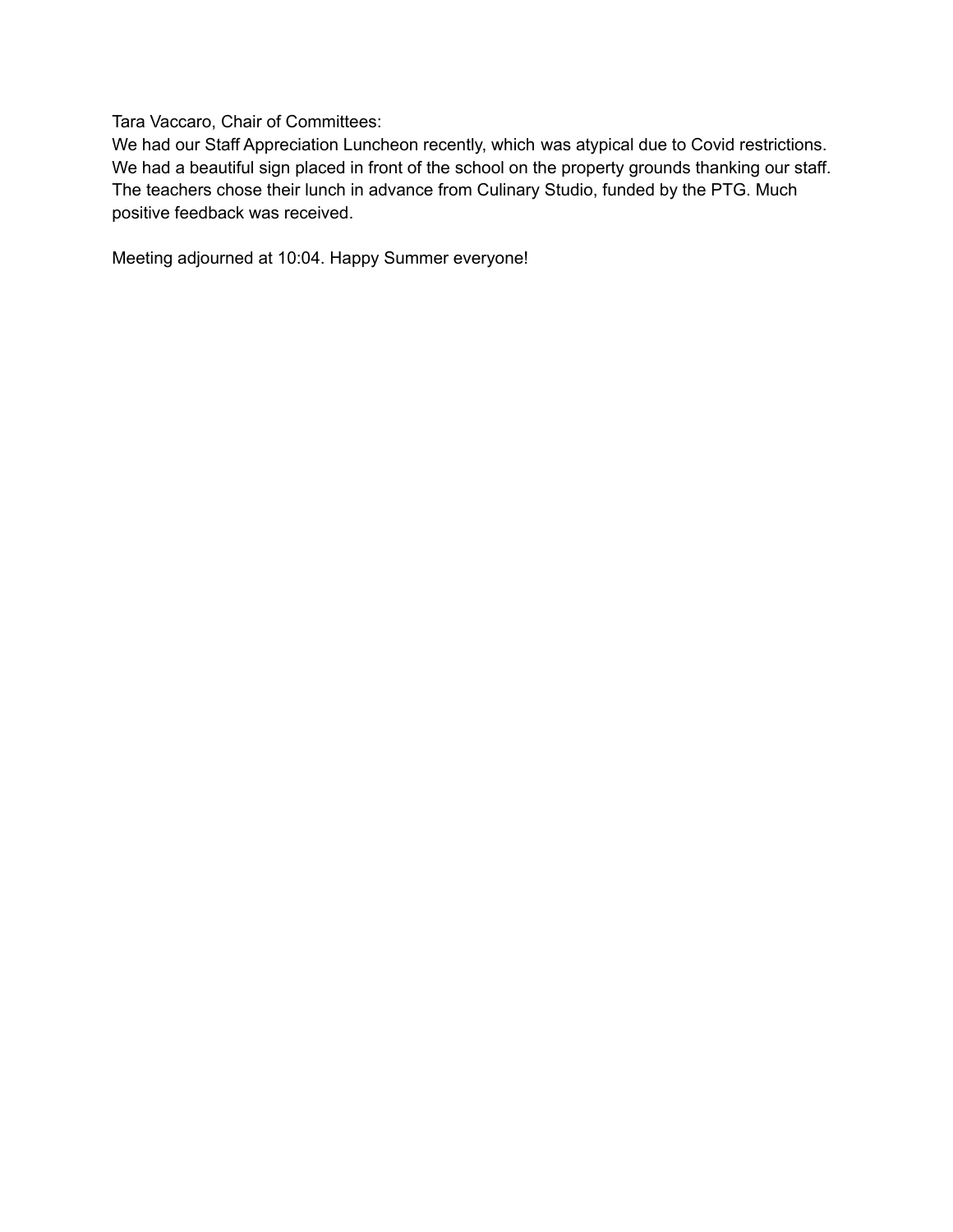Tara Vaccaro, Chair of Committees:
We had our Staff Appreciation Luncheon recently, which was atypical due to Covid restrictions. We had a beautiful sign placed in front of the school on the property grounds thanking our staff. The teachers chose their lunch in advance from Culinary Studio, funded by the PTG. Much positive feedback was received.

Meeting adjourned at 10:04. Happy Summer everyone!